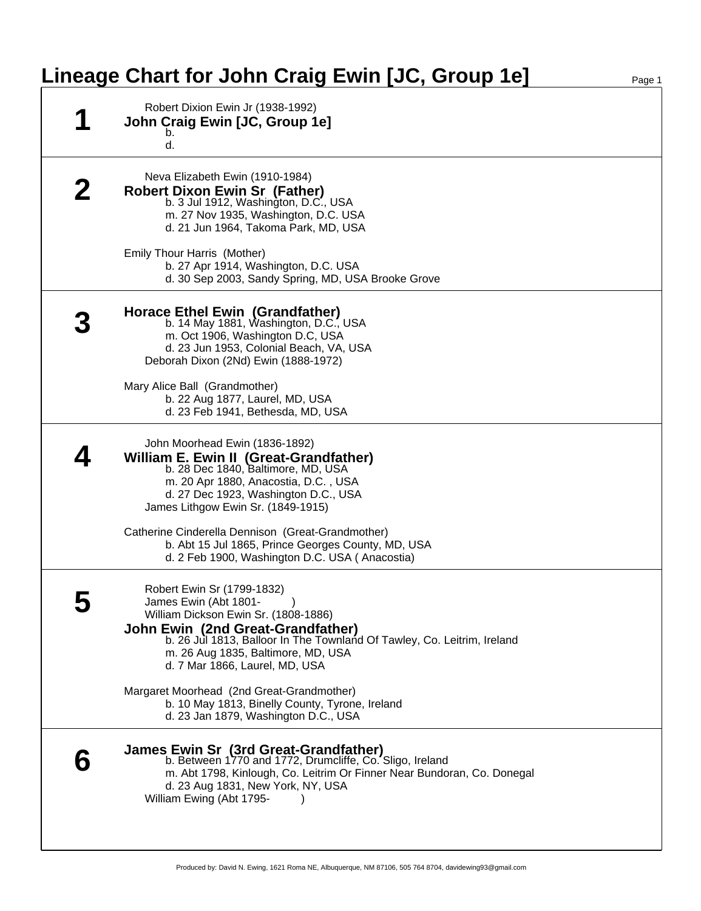# Lineage Chart for John Craig Ewin [JC, Group 1e]

## 1

Robert Dixion Ewin Jr (1938-1992)

**John Craig Ewin [JC, Group 1e]**

b.
d.

## 2

Neva Elizabeth Ewin (1910-1984)

**Robert Dixon Ewin Sr (Father)**

b. 3 Jul 1912, Washington, D.C., USA
m. 27 Nov 1935, Washington, D.C. USA
d. 21 Jun 1964, Takoma Park, MD, USA

Emily Thour Harris (Mother)

b. 27 Apr 1914, Washington, D.C. USA
d. 30 Sep 2003, Sandy Spring, MD, USA Brooke Grove

## 3

**Horace Ethel Ewin (Grandfather)**

b. 14 May 1881, Washington, D.C., USA
m. Oct 1906, Washington D.C, USA
d. 23 Jun 1953, Colonial Beach, VA, USA

Deborah Dixon (2Nd) Ewin (1888-1972)

Mary Alice Ball (Grandmother)

b. 22 Aug 1877, Laurel, MD, USA
d. 23 Feb 1941, Bethesda, MD, USA

## 4

John Moorhead Ewin (1836-1892)

**William E. Ewin II (Great-Grandfather)**

b. 28 Dec 1840, Baltimore, MD, USA
m. 20 Apr 1880, Anacostia, D.C. , USA
d. 27 Dec 1923, Washington D.C., USA

James Lithgow Ewin Sr. (1849-1915)

Catherine Cinderella Dennison (Great-Grandmother)

b. Abt 15 Jul 1865, Prince Georges County, MD, USA
d. 2 Feb 1900, Washington D.C. USA ( Anacostia)

## 5

Robert Ewin Sr (1799-1832)
James Ewin (Abt 1801- )
William Dickson Ewin Sr. (1808-1886)

**John Ewin (2nd Great-Grandfather)**

b. 26 Jul 1813, Balloor In The Townland Of Tawley, Co. Leitrim, Ireland
m. 26 Aug 1835, Baltimore, MD, USA
d. 7 Mar 1866, Laurel, MD, USA

Margaret Moorhead (2nd Great-Grandmother)

b. 10 May 1813, Binelly County, Tyrone, Ireland
d. 23 Jan 1879, Washington D.C., USA

## 6

**James Ewin Sr (3rd Great-Grandfather)**

b. Between 1770 and 1772, Drumcliffe, Co. Sligo, Ireland
m. Abt 1798, Kinlough, Co. Leitrim Or Finner Near Bundoran, Co. Donegal
d. 23 Aug 1831, New York, NY, USA

William Ewing (Abt 1795- )

Produced by: David N. Ewing, 1621 Roma NE, Albuquerque, NM 87106, 505 764 8704, davidewing93@gmail.com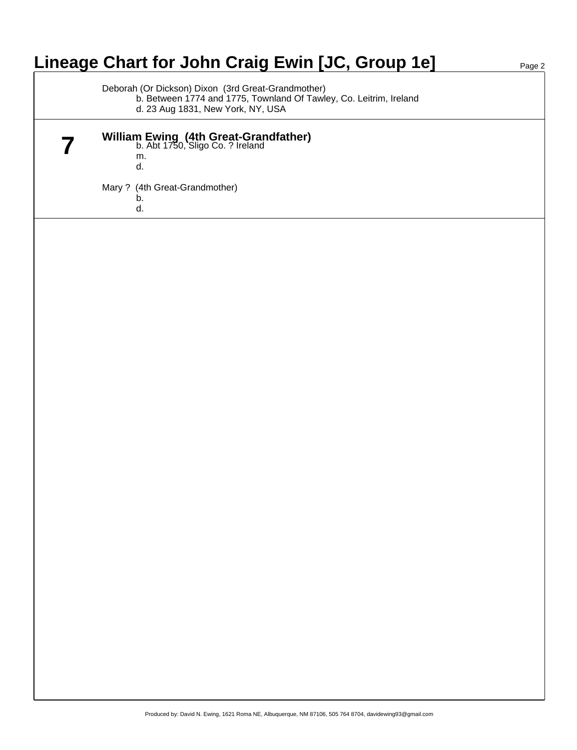# Lineage Chart for John Craig Ewin [JC, Group 1e]

Deborah (Or Dickson) Dixon (3rd Great-Grandmother)
b. Between 1774 and 1775, Townland Of Tawley, Co. Leitrim, Ireland
d. 23 Aug 1831, New York, NY, USA

**7**

**William Ewing (4th Great-Grandfather)**
b. Abt 1750, Sligo Co. ? Ireland
m.
d.

Mary ? (4th Great-Grandmother)
b.
d.

Produced by: David N. Ewing, 1621 Roma NE, Albuquerque, NM 87106, 505 764 8704, davidewing93@gmail.com